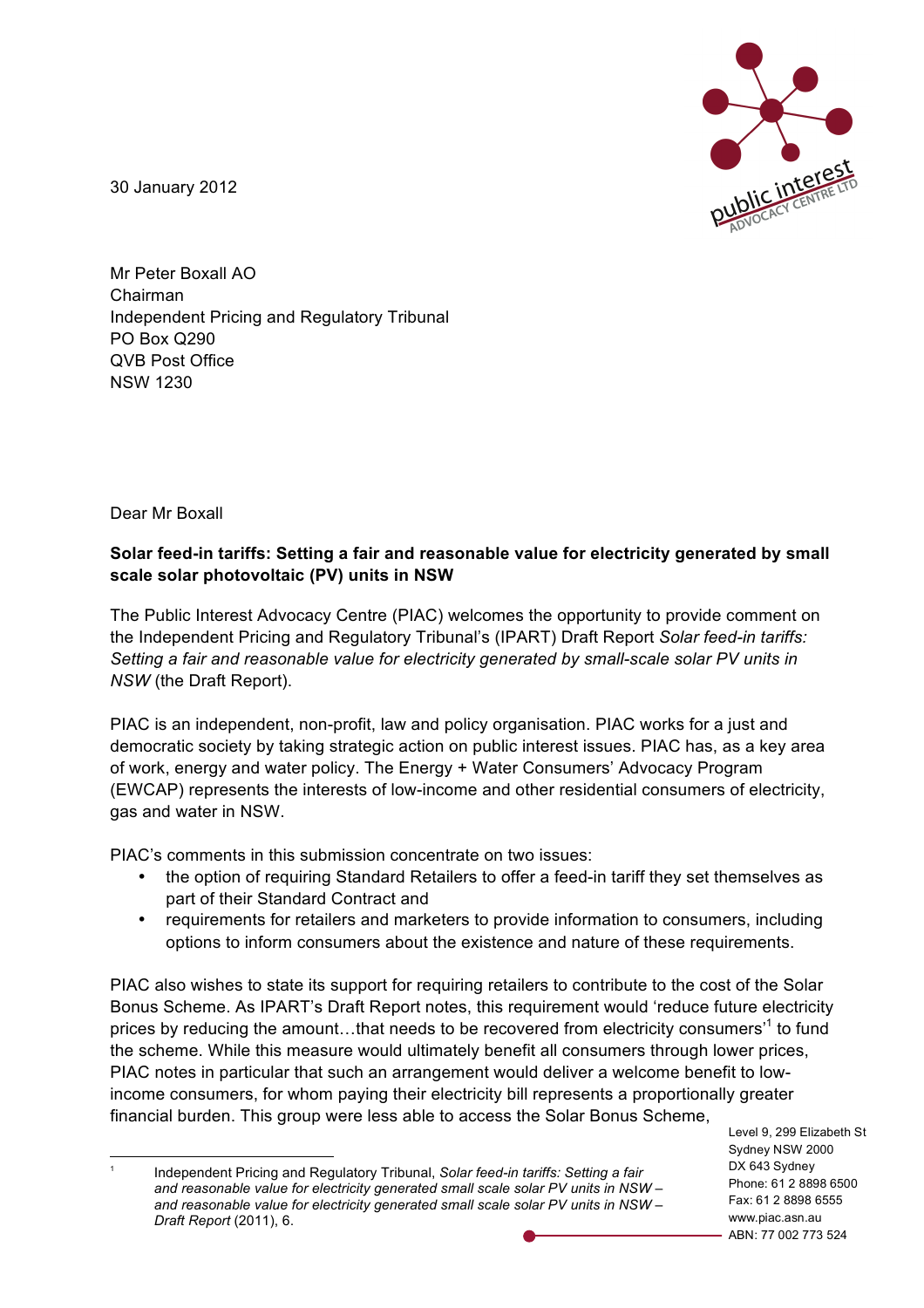30 January 2012

Mr Peter Boxall AO
Chairman
Independent Pricing and Regulatory Tribunal
PO Box Q290
QVB Post Office
NSW 1230

Dear Mr Boxall

**Solar feed-in tariffs: Setting a fair and reasonable value for electricity generated by small scale solar photovoltaic (PV) units in NSW**

The Public Interest Advocacy Centre (PIAC) welcomes the opportunity to provide comment on the Independent Pricing and Regulatory Tribunal's (IPART) Draft Report *Solar feed-in tariffs: Setting a fair and reasonable value for electricity generated by small-scale solar PV units in NSW* (the Draft Report).

PIAC is an independent, non-profit, law and policy organisation. PIAC works for a just and democratic society by taking strategic action on public interest issues. PIAC has, as a key area of work, energy and water policy. The Energy + Water Consumers' Advocacy Program (EWCAP) represents the interests of low-income and other residential consumers of electricity, gas and water in NSW.

PIAC's comments in this submission concentrate on two issues:

- the option of requiring Standard Retailers to offer a feed-in tariff they set themselves as part of their Standard Contract and
- requirements for retailers and marketers to provide information to consumers, including options to inform consumers about the existence and nature of these requirements.

PIAC also wishes to state its support for requiring retailers to contribute to the cost of the Solar Bonus Scheme. As IPART's Draft Report notes, this requirement would 'reduce future electricity prices by reducing the amount…that needs to be recovered from electricity consumers'[1] to fund the scheme. While this measure would ultimately benefit all consumers through lower prices, PIAC notes in particular that such an arrangement would deliver a welcome benefit to low-income consumers, for whom paying their electricity bill represents a proportionally greater financial burden. This group were less able to access the Solar Bonus Scheme,

[1] Independent Pricing and Regulatory Tribunal, *Solar feed-in tariffs: Setting a fair and reasonable value for electricity generated small scale solar PV units in NSW – and reasonable value for electricity generated small scale solar PV units in NSW – Draft Report* (2011), 6.

Level 9, 299 Elizabeth St
Sydney NSW 2000
DX 643 Sydney
Phone: 61 2 8898 6500
Fax: 61 2 8898 6555
www.piac.asn.au
ABN: 77 002 773 524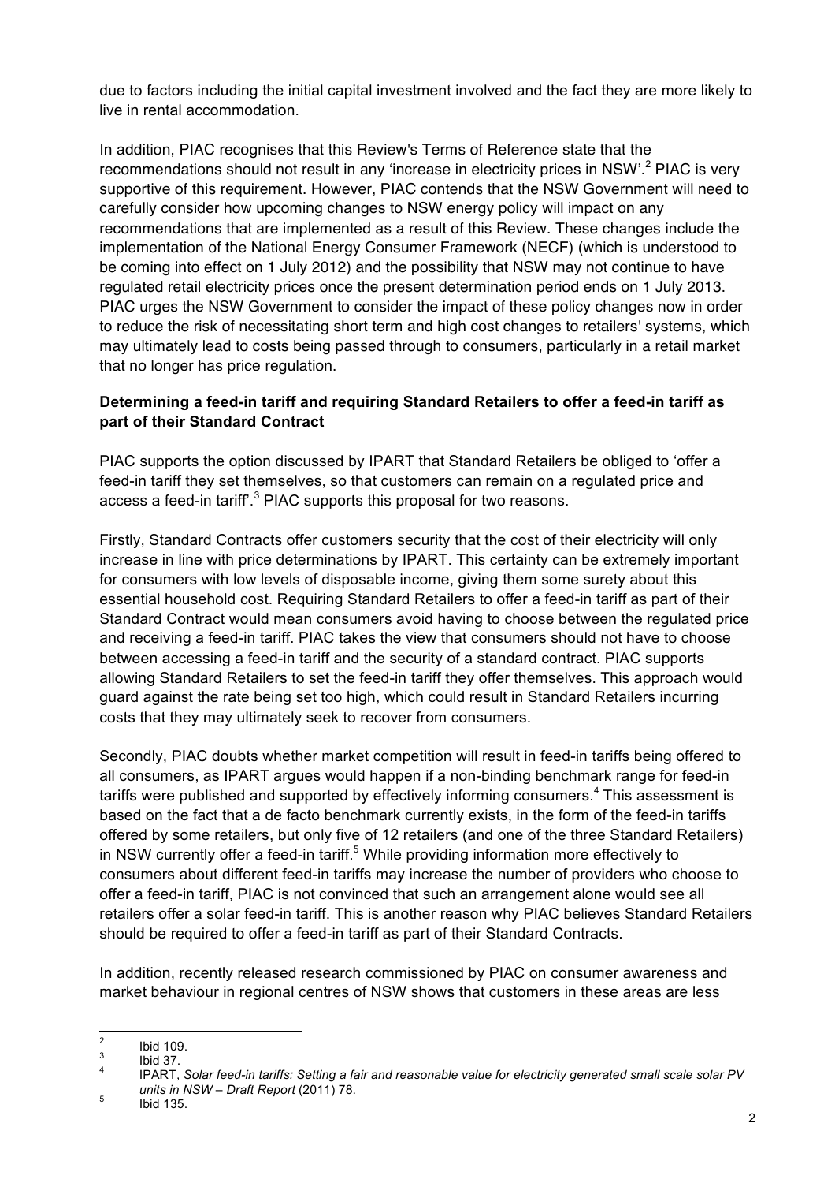due to factors including the initial capital investment involved and the fact they are more likely to live in rental accommodation.

In addition, PIAC recognises that this Review's Terms of Reference state that the recommendations should not result in any 'increase in electricity prices in NSW'.[2] PIAC is very supportive of this requirement. However, PIAC contends that the NSW Government will need to carefully consider how upcoming changes to NSW energy policy will impact on any recommendations that are implemented as a result of this Review. These changes include the implementation of the National Energy Consumer Framework (NECF) (which is understood to be coming into effect on 1 July 2012) and the possibility that NSW may not continue to have regulated retail electricity prices once the present determination period ends on 1 July 2013. PIAC urges the NSW Government to consider the impact of these policy changes now in order to reduce the risk of necessitating short term and high cost changes to retailers' systems, which may ultimately lead to costs being passed through to consumers, particularly in a retail market that no longer has price regulation.

**Determining a feed-in tariff and requiring Standard Retailers to offer a feed-in tariff as part of their Standard Contract**

PIAC supports the option discussed by IPART that Standard Retailers be obliged to 'offer a feed-in tariff they set themselves, so that customers can remain on a regulated price and access a feed-in tariff'.[3] PIAC supports this proposal for two reasons.

Firstly, Standard Contracts offer customers security that the cost of their electricity will only increase in line with price determinations by IPART. This certainty can be extremely important for consumers with low levels of disposable income, giving them some surety about this essential household cost. Requiring Standard Retailers to offer a feed-in tariff as part of their Standard Contract would mean consumers avoid having to choose between the regulated price and receiving a feed-in tariff. PIAC takes the view that consumers should not have to choose between accessing a feed-in tariff and the security of a standard contract. PIAC supports allowing Standard Retailers to set the feed-in tariff they offer themselves. This approach would guard against the rate being set too high, which could result in Standard Retailers incurring costs that they may ultimately seek to recover from consumers.

Secondly, PIAC doubts whether market competition will result in feed-in tariffs being offered to all consumers, as IPART argues would happen if a non-binding benchmark range for feed-in tariffs were published and supported by effectively informing consumers.[4] This assessment is based on the fact that a de facto benchmark currently exists, in the form of the feed-in tariffs offered by some retailers, but only five of 12 retailers (and one of the three Standard Retailers) in NSW currently offer a feed-in tariff.[5] While providing information more effectively to consumers about different feed-in tariffs may increase the number of providers who choose to offer a feed-in tariff, PIAC is not convinced that such an arrangement alone would see all retailers offer a solar feed-in tariff. This is another reason why PIAC believes Standard Retailers should be required to offer a feed-in tariff as part of their Standard Contracts.

In addition, recently released research commissioned by PIAC on consumer awareness and market behaviour in regional centres of NSW shows that customers in these areas are less

---

[2] Ibid 109.

[3] Ibid 37.

[4] IPART, *Solar feed-in tariffs: Setting a fair and reasonable value for electricity generated small scale solar PV units in NSW – Draft Report* (2011) 78.

[5] Ibid 135.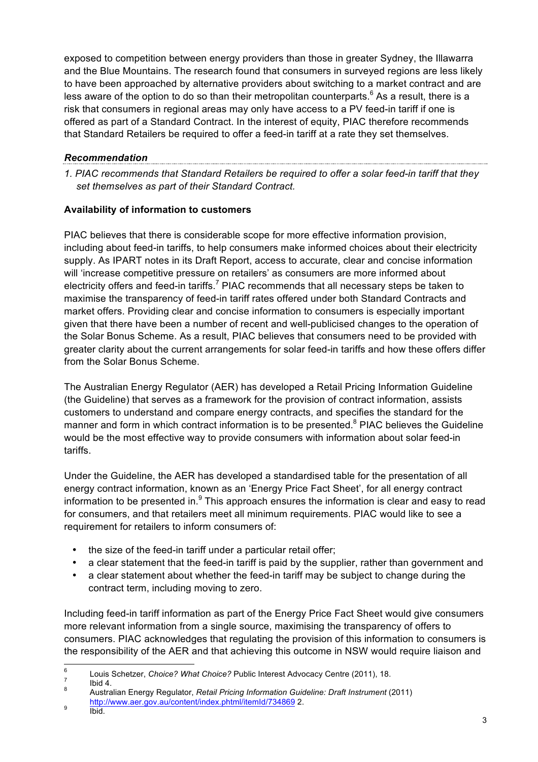exposed to competition between energy providers than those in greater Sydney, the Illawarra and the Blue Mountains. The research found that consumers in surveyed regions are less likely to have been approached by alternative providers about switching to a market contract and are less aware of the option to do so than their metropolitan counterparts.[6] As a result, there is a risk that consumers in regional areas may only have access to a PV feed-in tariff if one is offered as part of a Standard Contract. In the interest of equity, PIAC therefore recommends that Standard Retailers be required to offer a feed-in tariff at a rate they set themselves.

***Recommendation***

*1. PIAC recommends that Standard Retailers be required to offer a solar feed-in tariff that they set themselves as part of their Standard Contract.*

**Availability of information to customers**

PIAC believes that there is considerable scope for more effective information provision, including about feed-in tariffs, to help consumers make informed choices about their electricity supply. As IPART notes in its Draft Report, access to accurate, clear and concise information will 'increase competitive pressure on retailers' as consumers are more informed about electricity offers and feed-in tariffs.[7] PIAC recommends that all necessary steps be taken to maximise the transparency of feed-in tariff rates offered under both Standard Contracts and market offers. Providing clear and concise information to consumers is especially important given that there have been a number of recent and well-publicised changes to the operation of the Solar Bonus Scheme. As a result, PIAC believes that consumers need to be provided with greater clarity about the current arrangements for solar feed-in tariffs and how these offers differ from the Solar Bonus Scheme.

The Australian Energy Regulator (AER) has developed a Retail Pricing Information Guideline (the Guideline) that serves as a framework for the provision of contract information, assists customers to understand and compare energy contracts, and specifies the standard for the manner and form in which contract information is to be presented.[8] PIAC believes the Guideline would be the most effective way to provide consumers with information about solar feed-in tariffs.

Under the Guideline, the AER has developed a standardised table for the presentation of all energy contract information, known as an 'Energy Price Fact Sheet', for all energy contract information to be presented in.[9] This approach ensures the information is clear and easy to read for consumers, and that retailers meet all minimum requirements. PIAC would like to see a requirement for retailers to inform consumers of:

- the size of the feed-in tariff under a particular retail offer;
- a clear statement that the feed-in tariff is paid by the supplier, rather than government and
- a clear statement about whether the feed-in tariff may be subject to change during the contract term, including moving to zero.

Including feed-in tariff information as part of the Energy Price Fact Sheet would give consumers more relevant information from a single source, maximising the transparency of offers to consumers. PIAC acknowledges that regulating the provision of this information to consumers is the responsibility of the AER and that achieving this outcome in NSW would require liaison and

---

[6] Louis Schetzer, *Choice? What Choice?* Public Interest Advocacy Centre (2011), 18.

[7] Ibid 4.

[8] Australian Energy Regulator, *Retail Pricing Information Guideline: Draft Instrument* (2011) http://www.aer.gov.au/content/index.phtml/itemId/734869 2.

[9] Ibid.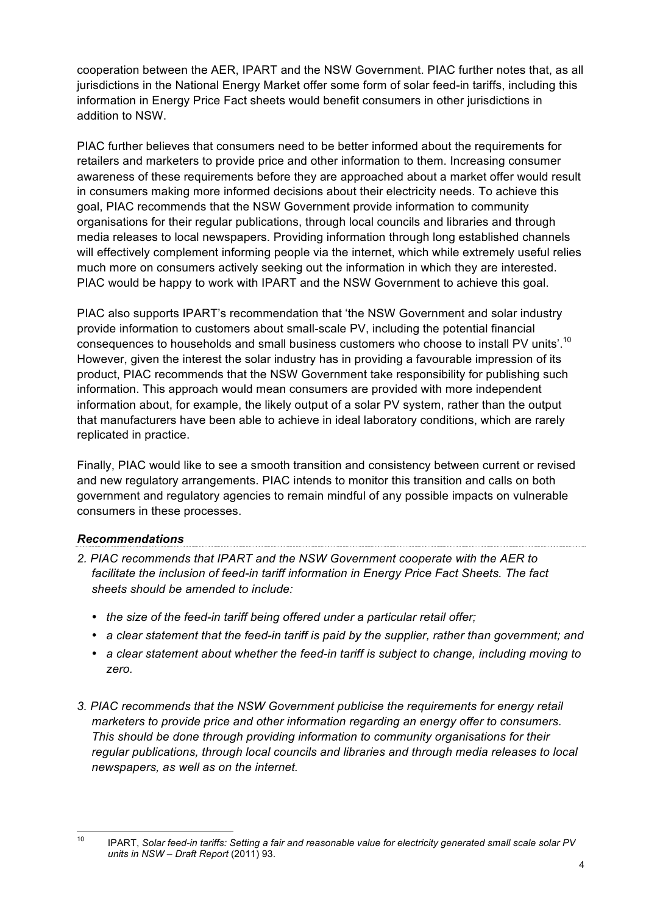cooperation between the AER, IPART and the NSW Government. PIAC further notes that, as all jurisdictions in the National Energy Market offer some form of solar feed-in tariffs, including this information in Energy Price Fact sheets would benefit consumers in other jurisdictions in addition to NSW.

PIAC further believes that consumers need to be better informed about the requirements for retailers and marketers to provide price and other information to them. Increasing consumer awareness of these requirements before they are approached about a market offer would result in consumers making more informed decisions about their electricity needs. To achieve this goal, PIAC recommends that the NSW Government provide information to community organisations for their regular publications, through local councils and libraries and through media releases to local newspapers. Providing information through long established channels will effectively complement informing people via the internet, which while extremely useful relies much more on consumers actively seeking out the information in which they are interested. PIAC would be happy to work with IPART and the NSW Government to achieve this goal.

PIAC also supports IPART's recommendation that 'the NSW Government and solar industry provide information to customers about small-scale PV, including the potential financial consequences to households and small business customers who choose to install PV units'.[10] However, given the interest the solar industry has in providing a favourable impression of its product, PIAC recommends that the NSW Government take responsibility for publishing such information. This approach would mean consumers are provided with more independent information about, for example, the likely output of a solar PV system, rather than the output that manufacturers have been able to achieve in ideal laboratory conditions, which are rarely replicated in practice.

Finally, PIAC would like to see a smooth transition and consistency between current or revised and new regulatory arrangements. PIAC intends to monitor this transition and calls on both government and regulatory agencies to remain mindful of any possible impacts on vulnerable consumers in these processes.

### *Recommendations*

*2. PIAC recommends that IPART and the NSW Government cooperate with the AER to facilitate the inclusion of feed-in tariff information in Energy Price Fact Sheets. The fact sheets should be amended to include:*

- *the size of the feed-in tariff being offered under a particular retail offer;*
- *a clear statement that the feed-in tariff is paid by the supplier, rather than government; and*
- *a clear statement about whether the feed-in tariff is subject to change, including moving to zero.*

*3. PIAC recommends that the NSW Government publicise the requirements for energy retail marketers to provide price and other information regarding an energy offer to consumers. This should be done through providing information to community organisations for their regular publications, through local councils and libraries and through media releases to local newspapers, as well as on the internet.*

---

[10] IPART, *Solar feed-in tariffs: Setting a fair and reasonable value for electricity generated small scale solar PV units in NSW – Draft Report* (2011) 93.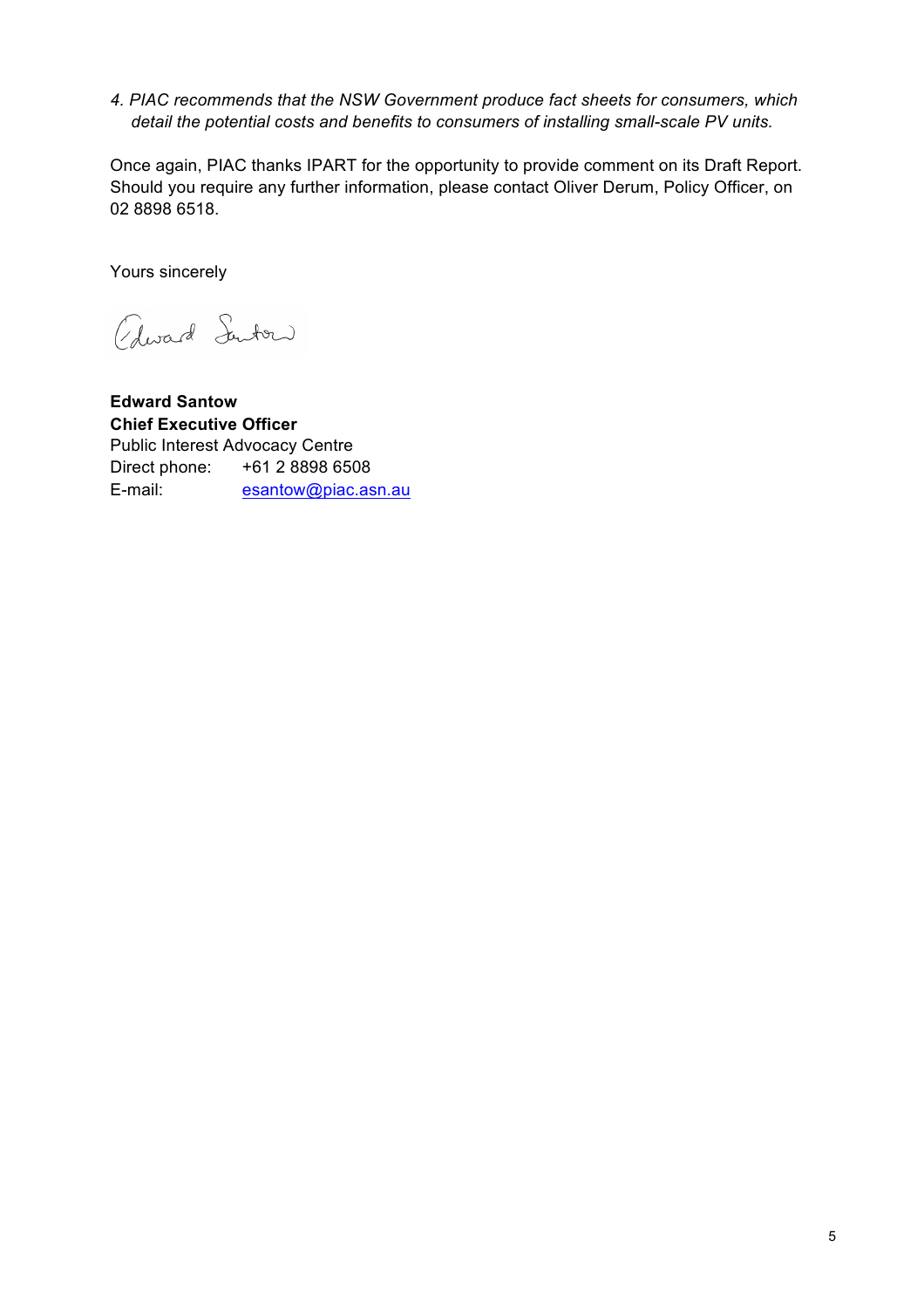*4. PIAC recommends that the NSW Government produce fact sheets for consumers, which detail the potential costs and benefits to consumers of installing small-scale PV units.*

Once again, PIAC thanks IPART for the opportunity to provide comment on its Draft Report. Should you require any further information, please contact Oliver Derum, Policy Officer, on 02 8898 6518.

Yours sincerely

Edward Santow

**Edward Santow**
**Chief Executive Officer**
Public Interest Advocacy Centre
Direct phone: +61 2 8898 6508
E-mail: esantow@piac.asn.au